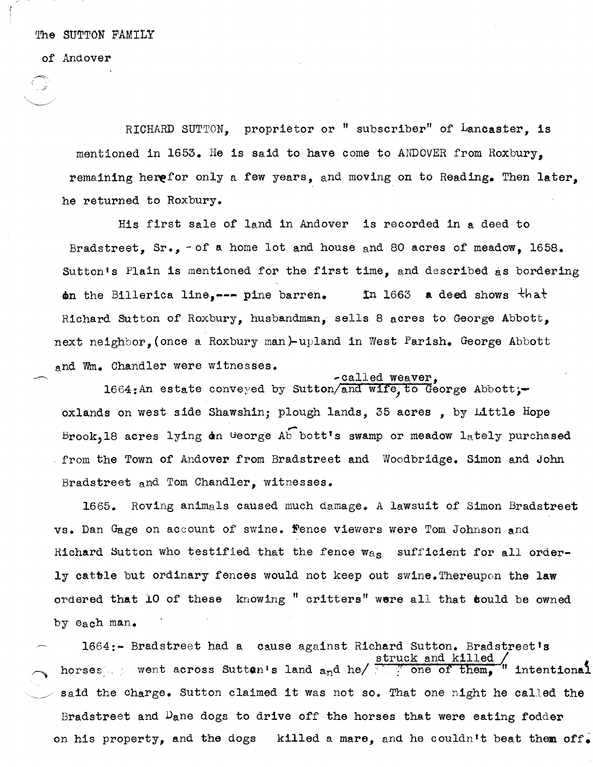The SUTTON FAMILY

of Andover

RICHARD SUTTON, proprietor or " subscriber" of Lancaster, is mentioned in 1653. He is said to have come to ANDOVER from Roxbury, remaining herefor only a few years, and moving on to Reading. Then later, he returned to Roxbury.

His first sale of land in Andover is recorded in a deed to Bradstreet, Sr., - of a home lot and house and 80 acres of meadow, 1658. Sutton's Plain is mentioned for the first time, and described as bordering on the Billerica line,--- pine barren. In 1663 a deed shows that Richard Sutton of Roxbury, husbandman, sells 8 acres to George Abbott, next neighbor,(once a Roxbury man)-upland in West Parish. George Abbott and Wm. Chandler were witnesses.

1664: An estate conveyed by Sutton, -called weaver, to George Abbott;- oxlands on west side Shawshin; plough lands, 35 acres , by Little Hope Brook,18 acres lying on George Abbott's swamp or meadow lately purchased from the Town of Andover from Bradstreet and Woodbridge. Simon and John Bradstreet and Tom Chandler, witnesses.

1665. Roving animals caused much damage. A lawsuit of Simon Bradstreet vs. Dan Gage on account of swine. Fence viewers were Tom Johnson and Richard Sutton who testified that the fence was sufficient for all orderly cattle but ordinary fences would not keep out swine.Thereupon the law ordered that 10 of these knowing " critters" were all that could be owned by each man.

1664:- Bradstreet had a cause against Richard Sutton. Bradstreet's horses went across Sutton's land and he/ struck and killed / one of them, " intentional said the charge. Sutton claimed it was not so. That one night he called the Bradstreet and Dane dogs to drive off the horses that were eating fodder on his property, and the dogs killed a mare, and he couldn't beat them off.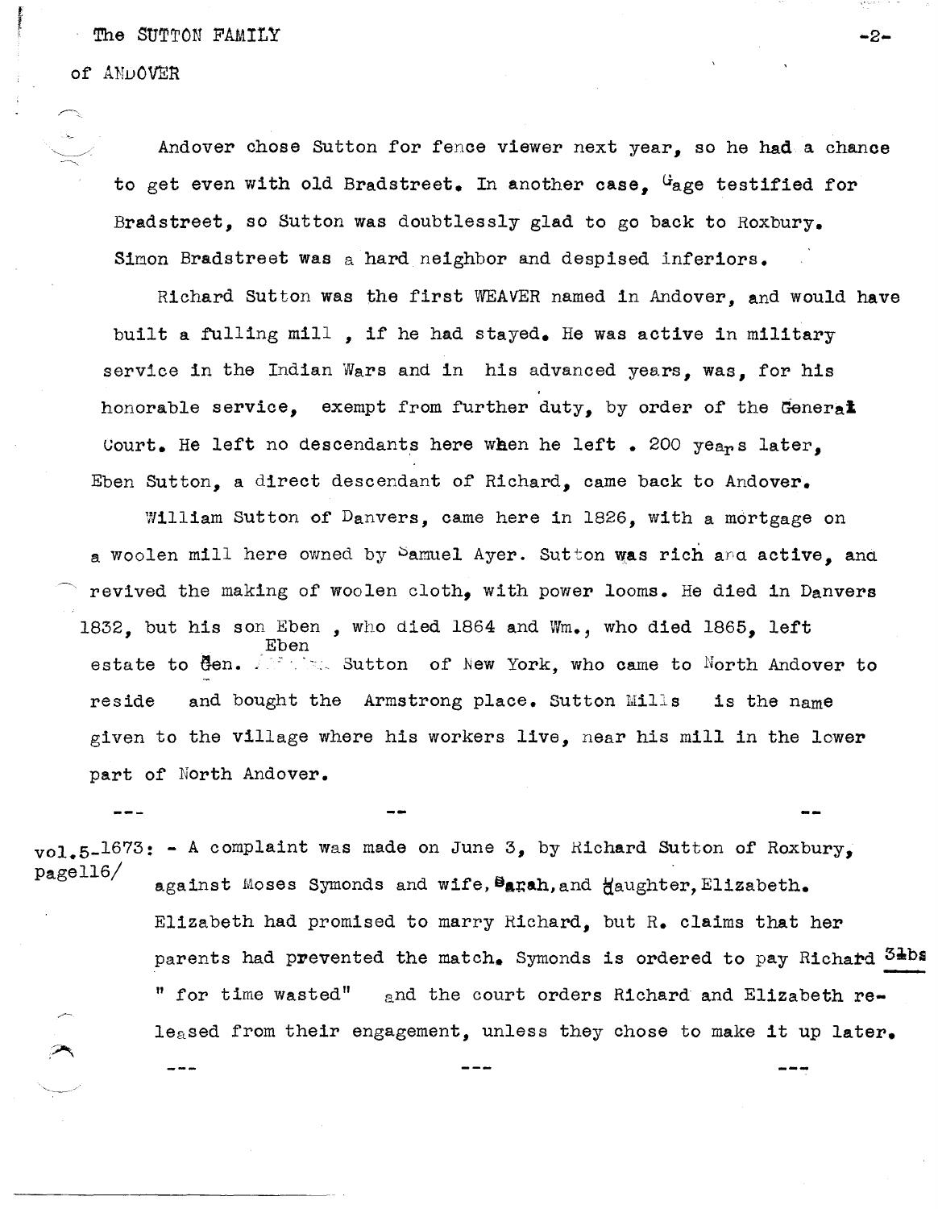Andover chose Sutton for fence viewer next year, so he had a chance to get even with old Bradstreet. In another case, Gage testified for Bradstreet, so Sutton was doubtlessly glad to go back to Roxbury. Simon Bradstreet was a hard neighbor and despised inferiors.

Richard Sutton was the first WEAVER named in Andover, and would have built a fulling mill , if he had stayed. He was active in military service in the Indian Wars and in his advanced years, was, for his honorable service, exempt from further duty, by order of the General Court. He left no descendants here when he left . 200 years later, Eben Sutton, a direct descendant of Richard, came back to Andover.

William Sutton of Danvers, came here in 1826, with a mortgage on a woolen mill here owned by Samuel Ayer. Sutton was rich and active, and revived the making of woolen cloth, with power looms. He died in Danvers 1832, but his son Eben , who died 1864 and Wm., who died 1865, left estate to Gen. Eben Sutton of New York, who came to North Andover to reside and bought the Armstrong place. Sutton Mills is the name given to the village where his workers live, near his mill in the lower part of North Andover.

--- -- --

vol.5-page116/ 1673: - A complaint was made on June 3, by Richard Sutton of Roxbury, against Moses Symonds and wife, Sarah, and daughter, Elizabeth. Elizabeth had promised to marry Richard, but R. claims that her parents had prevented the match. Symonds is ordered to pay Richard 3 lbs " for time wasted" and the court orders Richard and Elizabeth released from their engagement, unless they chose to make it up later.

--- --- ---